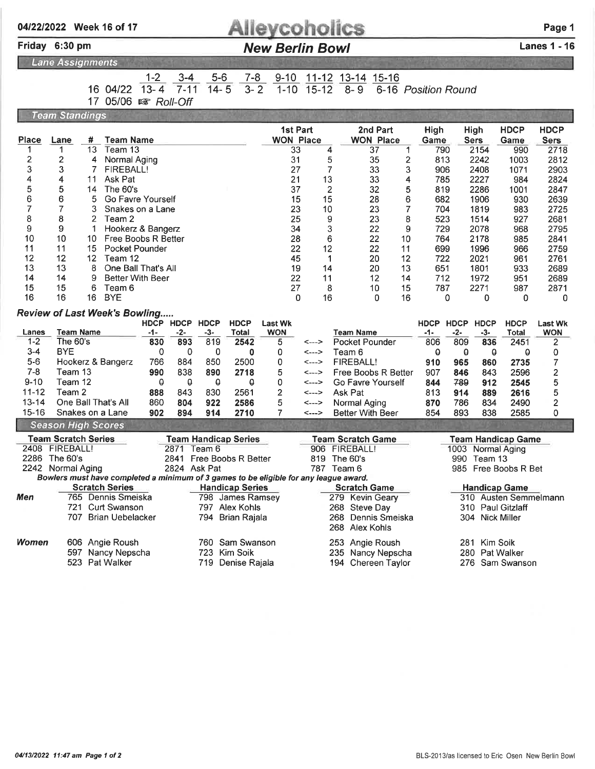**04/22/2022 Week 16 of 17** — **Alleycoholics**

**Friday 6:30 pm** — ***New Berlin Bowl*** — **Lanes 1 - 16**

## Lane Assignments

| | | 1-2 | 3-4 | 5-6 | 7-8 | 9-10 | 11-12 | 13-14 | 15-16 |
|---|---|---|---|---|---|---|---|---|---|
| 16 | 04/22 | 13- 4 | 7-11 | 14- 5 | 3- 2 | 1-10 | 15-12 | 8- 9 | 6-16 *Position Round* |
| 17 | 05/06 | ☞ *Roll-Off* | | | | | | | |

## Team Standings

| Place | Lane | # | Team Name | 1st Part WON | 1st Part Place | 2nd Part WON | 2nd Part Place | High Game | High Sers | HDCP Game | HDCP Sers |
|---|---|---|---|---|---|---|---|---|---|---|---|
| 1 | 1 | 13 | Team 13 | 33 | 4 | 37 | 1 | 790 | 2154 | 990 | 2718 |
| 2 | 2 | 4 | Normal Aging | 31 | 5 | 35 | 2 | 813 | 2242 | 1003 | 2812 |
| 3 | 3 | 7 | FIREBALL! | 27 | 7 | 33 | 3 | 906 | 2408 | 1071 | 2903 |
| 4 | 4 | 11 | Ask Pat | 21 | 13 | 33 | 4 | 785 | 2227 | 984 | 2824 |
| 5 | 5 | 14 | The 60's | 37 | 2 | 32 | 5 | 819 | 2286 | 1001 | 2847 |
| 6 | 6 | 5 | Go Favre Yourself | 15 | 15 | 28 | 6 | 682 | 1906 | 930 | 2639 |
| 7 | 7 | 3 | Snakes on a Lane | 23 | 10 | 23 | 7 | 704 | 1819 | 983 | 2725 |
| 8 | 8 | 2 | Team 2 | 25 | 9 | 23 | 8 | 523 | 1514 | 927 | 2681 |
| 9 | 9 | 1 | Hookerz & Bangerz | 34 | 3 | 22 | 9 | 729 | 2078 | 968 | 2795 |
| 10 | 10 | 10 | Free Boobs R Better | 28 | 6 | 22 | 10 | 764 | 2178 | 985 | 2841 |
| 11 | 11 | 15 | Pocket Pounder | 22 | 12 | 22 | 11 | 699 | 1996 | 966 | 2759 |
| 12 | 12 | 12 | Team 12 | 45 | 1 | 20 | 12 | 722 | 2021 | 961 | 2761 |
| 13 | 13 | 8 | One Ball That's All | 19 | 14 | 20 | 13 | 651 | 1801 | 933 | 2689 |
| 14 | 14 | 9 | Better With Beer | 22 | 11 | 12 | 14 | 712 | 1972 | 951 | 2689 |
| 15 | 15 | 6 | Team 6 | 27 | 8 | 10 | 15 | 787 | 2271 | 987 | 2871 |
| 16 | 16 | 16 | BYE | 0 | 16 | 0 | 16 | 0 | 0 | 0 | 0 |

### Review of Last Week's Bowling.....

| Lanes | Team Name | HDCP -1- | HDCP -2- | HDCP -3- | HDCP Total | Last Wk WON | | Team Name | HDCP -1- | HDCP -2- | HDCP -3- | HDCP Total | Last Wk WON |
|---|---|---|---|---|---|---|---|---|---|---|---|---|---|
| 1-2 | The 60's | **830** | **893** | 819 | **2542** | 5 | <---> | Pocket Pounder | 806 | 809 | **836** | 2451 | 2 |
| 3-4 | BYE | 0 | 0 | 0 | 0 | 0 | <---> | Team 6 | 0 | 0 | 0 | 0 | 0 |
| 5-6 | Hookerz & Bangerz | 766 | 884 | 850 | 2500 | 0 | <---> | FIREBALL! | **910** | **965** | **860** | **2735** | 7 |
| 7-8 | Team 13 | **990** | 838 | **890** | **2718** | 5 | <---> | Free Boobs R Better | 907 | **846** | 843 | 2596 | 2 |
| 9-10 | Team 12 | 0 | 0 | 0 | 0 | 0 | <---> | Go Favre Yourself | **844** | 789 | **912** | **2545** | 5 |
| 11-12 | Team 2 | **888** | 843 | 830 | 2561 | 2 | <---> | Ask Pat | 813 | **914** | **889** | **2616** | 5 |
| 13-14 | One Ball That's All | 860 | **804** | **922** | **2586** | 5 | <---> | Normal Aging | **870** | 786 | 834 | 2490 | 2 |
| 15-16 | Snakes on a Lane | **902** | **894** | **914** | **2710** | 7 | <---> | Better With Beer | 854 | 893 | 838 | 2585 | 0 |

## Season High Scores

| Team Scratch Series | Team Handicap Series | Team Scratch Game | Team Handicap Game |
|---|---|---|---|
| 2408 FIREBALL! | 2871 Team 6 | 906 FIREBALL! | 1003 Normal Aging |
| 2286 The 60's | 2841 Free Boobs R Better | 819 The 60's | 990 Team 13 |
| 2242 Normal Aging | 2824 Ask Pat | 787 Team 6 | 985 Free Boobs R Bet |

*Bowlers must have completed a minimum of 3 games to be eligible for any league award.*

| | Scratch Series | Handicap Series | Scratch Game | Handicap Game |
|---|---|---|---|---|
| ***Men*** | 765 Dennis Smeiska | 798 James Ramsey | 279 Kevin Geary | 310 Austen Semmelmann |
| | 721 Curt Swanson | 797 Alex Kohls | 268 Steve Day | 310 Paul Gitzlaff |
| | 707 Brian Uebelacker | 794 Brian Rajala | 268 Dennis Smeiska | 304 Nick Miller |
| | | | 268 Alex Kohls | |
| ***Women*** | 606 Angie Roush | 760 Sam Swanson | 253 Angie Roush | 281 Kim Soik |
| | 597 Nancy Nepscha | 723 Kim Soik | 235 Nancy Nepscha | 280 Pat Walker |
| | 523 Pat Walker | 719 Denise Rajala | 194 Chereen Taylor | 276 Sam Swanson |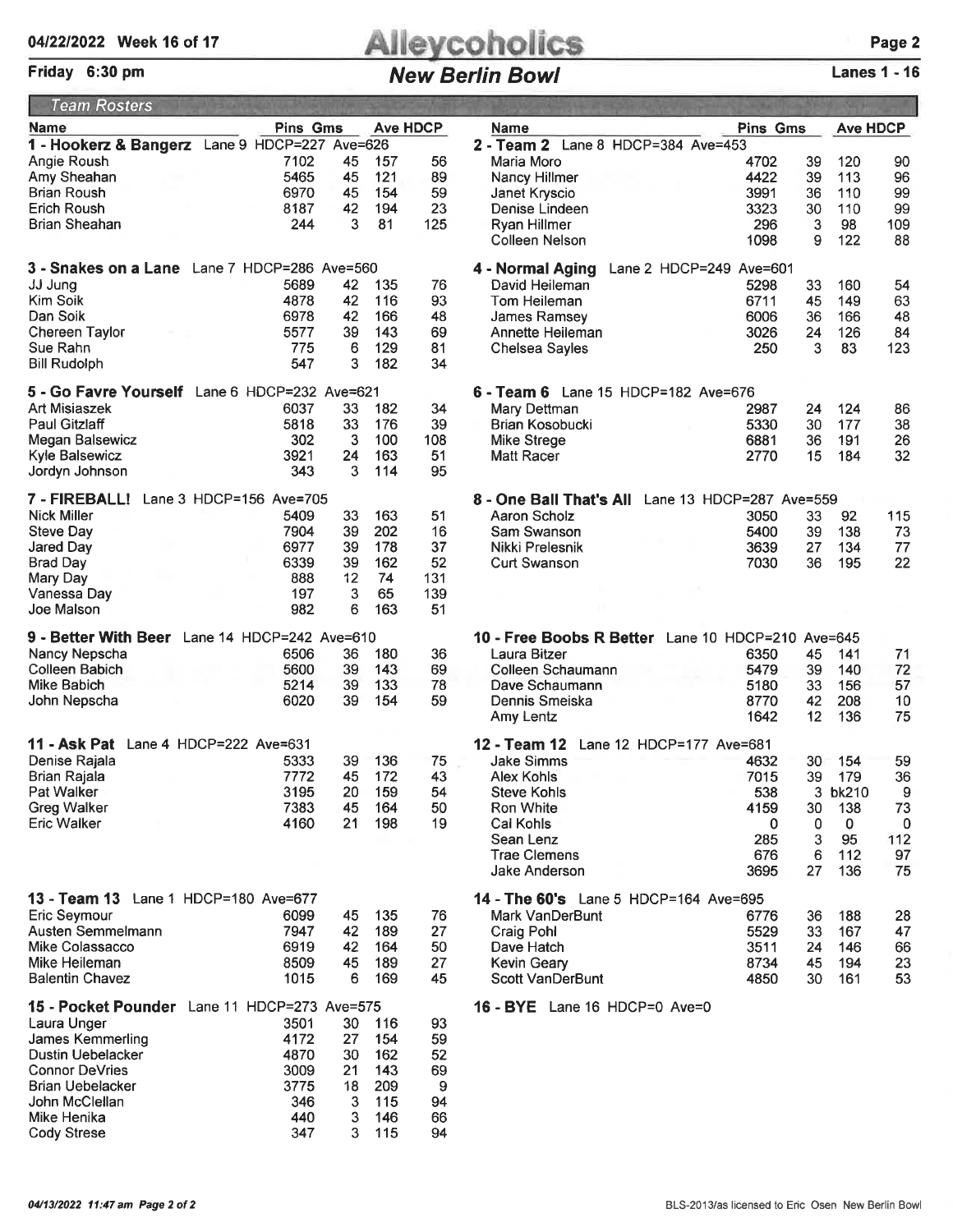# Alleycoholics

**04/22/2022 Week 16 of 17**

**Friday 6:30 pm** — **New Berlin Bowl** — **Lanes 1 - 16**

## Team Rosters

### 1 - Hookerz & Bangerz   Lane 9 HDCP=227 Ave=626

| Name | Pins | Gms | Ave | HDCP |
|---|---|---|---|---|
| Angie Roush | 7102 | 45 | 157 | 56 |
| Amy Sheahan | 5465 | 45 | 121 | 89 |
| Brian Roush | 6970 | 45 | 154 | 59 |
| Erich Roush | 8187 | 42 | 194 | 23 |
| Brian Sheahan | 244 | 3 | 81 | 125 |

### 2 - Team 2   Lane 8 HDCP=384 Ave=453

| Name | Pins | Gms | Ave | HDCP |
|---|---|---|---|---|
| Maria Moro | 4702 | 39 | 120 | 90 |
| Nancy Hillmer | 4422 | 39 | 113 | 96 |
| Janet Kryscio | 3991 | 36 | 110 | 99 |
| Denise Lindeen | 3323 | 30 | 110 | 99 |
| Ryan Hillmer | 296 | 3 | 98 | 109 |
| Colleen Nelson | 1098 | 9 | 122 | 88 |

### 3 - Snakes on a Lane   Lane 7 HDCP=286 Ave=560

| Name | Pins | Gms | Ave | HDCP |
|---|---|---|---|---|
| JJ Jung | 5689 | 42 | 135 | 76 |
| Kim Soik | 4878 | 42 | 116 | 93 |
| Dan Soik | 6978 | 42 | 166 | 48 |
| Chereen Taylor | 5577 | 39 | 143 | 69 |
| Sue Rahn | 775 | 6 | 129 | 81 |
| Bill Rudolph | 547 | 3 | 182 | 34 |

### 4 - Normal Aging   Lane 2 HDCP=249 Ave=601

| Name | Pins | Gms | Ave | HDCP |
|---|---|---|---|---|
| David Heileman | 5298 | 33 | 160 | 54 |
| Tom Heileman | 6711 | 45 | 149 | 63 |
| James Ramsey | 6006 | 36 | 166 | 48 |
| Annette Heileman | 3026 | 24 | 126 | 84 |
| Chelsea Sayles | 250 | 3 | 83 | 123 |

### 5 - Go Favre Yourself   Lane 6 HDCP=232 Ave=621

| Name | Pins | Gms | Ave | HDCP |
|---|---|---|---|---|
| Art Misiaszek | 6037 | 33 | 182 | 34 |
| Paul Gitzlaff | 5818 | 33 | 176 | 39 |
| Megan Balsewicz | 302 | 3 | 100 | 108 |
| Kyle Balsewicz | 3921 | 24 | 163 | 51 |
| Jordyn Johnson | 343 | 3 | 114 | 95 |

### 6 - Team 6   Lane 15 HDCP=182 Ave=676

| Name | Pins | Gms | Ave | HDCP |
|---|---|---|---|---|
| Mary Dettman | 2987 | 24 | 124 | 86 |
| Brian Kosobucki | 5330 | 30 | 177 | 38 |
| Mike Strege | 6881 | 36 | 191 | 26 |
| Matt Racer | 2770 | 15 | 184 | 32 |

### 7 - FIREBALL!   Lane 3 HDCP=156 Ave=705

| Name | Pins | Gms | Ave | HDCP |
|---|---|---|---|---|
| Nick Miller | 5409 | 33 | 163 | 51 |
| Steve Day | 7904 | 39 | 202 | 16 |
| Jared Day | 6977 | 39 | 178 | 37 |
| Brad Day | 6339 | 39 | 162 | 52 |
| Mary Day | 888 | 12 | 74 | 131 |
| Vanessa Day | 197 | 3 | 65 | 139 |
| Joe Malson | 982 | 6 | 163 | 51 |

### 8 - One Ball That's All   Lane 13 HDCP=287 Ave=559

| Name | Pins | Gms | Ave | HDCP |
|---|---|---|---|---|
| Aaron Scholz | 3050 | 33 | 92 | 115 |
| Sam Swanson | 5400 | 39 | 138 | 73 |
| Nikki Prelesnik | 3639 | 27 | 134 | 77 |
| Curt Swanson | 7030 | 36 | 195 | 22 |

### 9 - Better With Beer   Lane 14 HDCP=242 Ave=610

| Name | Pins | Gms | Ave | HDCP |
|---|---|---|---|---|
| Nancy Nepscha | 6506 | 36 | 180 | 36 |
| Colleen Babich | 5600 | 39 | 143 | 69 |
| Mike Babich | 5214 | 39 | 133 | 78 |
| John Nepscha | 6020 | 39 | 154 | 59 |

### 10 - Free Boobs R Better   Lane 10 HDCP=210 Ave=645

| Name | Pins | Gms | Ave | HDCP |
|---|---|---|---|---|
| Laura Bitzer | 6350 | 45 | 141 | 71 |
| Colleen Schaumann | 5479 | 39 | 140 | 72 |
| Dave Schaumann | 5180 | 33 | 156 | 57 |
| Dennis Smeiska | 8770 | 42 | 208 | 10 |
| Amy Lentz | 1642 | 12 | 136 | 75 |

### 11 - Ask Pat   Lane 4 HDCP=222 Ave=631

| Name | Pins | Gms | Ave | HDCP |
|---|---|---|---|---|
| Denise Rajala | 5333 | 39 | 136 | 75 |
| Brian Rajala | 7772 | 45 | 172 | 43 |
| Pat Walker | 3195 | 20 | 159 | 54 |
| Greg Walker | 7383 | 45 | 164 | 50 |
| Eric Walker | 4160 | 21 | 198 | 19 |

### 12 - Team 12   Lane 12 HDCP=177 Ave=681

| Name | Pins | Gms | Ave | HDCP |
|---|---|---|---|---|
| Jake Simms | 4632 | 30 | 154 | 59 |
| Alex Kohls | 7015 | 39 | 179 | 36 |
| Steve Kohls | 538 | 3 | bk210 | 9 |
| Ron White | 4159 | 30 | 138 | 73 |
| Cal Kohls | 0 | 0 | 0 | 0 |
| Sean Lenz | 285 | 3 | 95 | 112 |
| Trae Clemens | 676 | 6 | 112 | 97 |
| Jake Anderson | 3695 | 27 | 136 | 75 |

### 13 - Team 13   Lane 1 HDCP=180 Ave=677

| Name | Pins | Gms | Ave | HDCP |
|---|---|---|---|---|
| Eric Seymour | 6099 | 45 | 135 | 76 |
| Austen Semmelmann | 7947 | 42 | 189 | 27 |
| Mike Colassacco | 6919 | 42 | 164 | 50 |
| Mike Heileman | 8509 | 45 | 189 | 27 |
| Balentin Chavez | 1015 | 6 | 169 | 45 |

### 14 - The 60's   Lane 5 HDCP=164 Ave=695

| Name | Pins | Gms | Ave | HDCP |
|---|---|---|---|---|
| Mark VanDerBunt | 6776 | 36 | 188 | 28 |
| Craig Pohl | 5529 | 33 | 167 | 47 |
| Dave Hatch | 3511 | 24 | 146 | 66 |
| Kevin Geary | 8734 | 45 | 194 | 23 |
| Scott VanDerBunt | 4850 | 30 | 161 | 53 |

### 15 - Pocket Pounder   Lane 11 HDCP=273 Ave=575

| Name | Pins | Gms | Ave | HDCP |
|---|---|---|---|---|
| Laura Unger | 3501 | 30 | 116 | 93 |
| James Kemmerling | 4172 | 27 | 154 | 59 |
| Dustin Uebelacker | 4870 | 30 | 162 | 52 |
| Connor DeVries | 3009 | 21 | 143 | 69 |
| Brian Uebelacker | 3775 | 18 | 209 | 9 |
| John McClellan | 346 | 3 | 115 | 94 |
| Mike Henika | 440 | 3 | 146 | 66 |
| Cody Strese | 347 | 3 | 115 | 94 |

### 16 - BYE   Lane 16 HDCP=0 Ave=0

*04/13/2022 11:47 am*

BLS-2013/as licensed to Eric Osen New Berlin Bowl